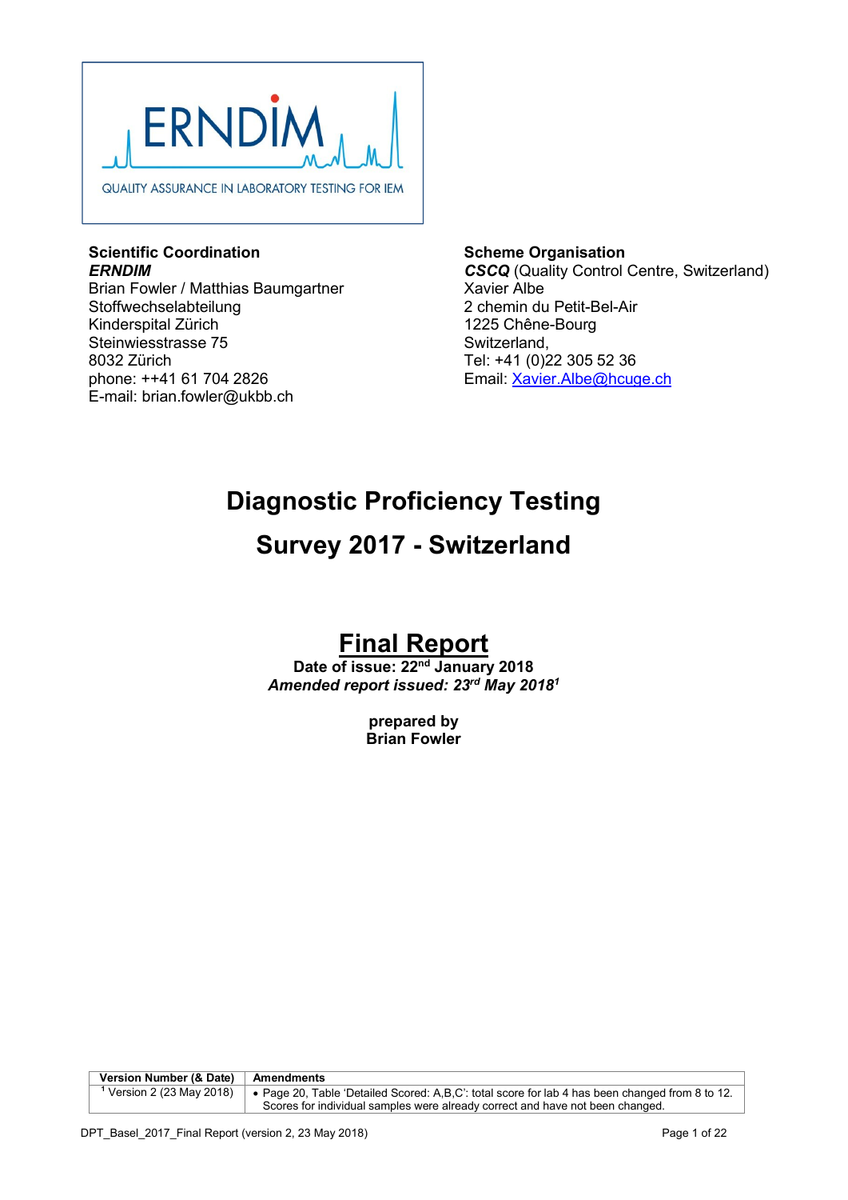ERNDIM

QUALITY ASSURANCE IN LABORATORY TESTING FOR IEM

**Scientific Coordination**
***ERNDIM***
Brian Fowler / Matthias Baumgartner
Stoffwechselabteilung
Kinderspital Zürich
Steinwiesstrasse 75
8032 Zürich
phone: ++41 61 704 2826
E-mail: brian.fowler@ukbb.ch

**Scheme Organisation**
***CSCQ*** (Quality Control Centre, Switzerland)
Xavier Albe
2 chemin du Petit-Bel-Air
1225 Chêne-Bourg
Switzerland,
Tel: +41 (0)22 305 52 36
Email: Xavier.Albe@hcuge.ch

# Diacnostic Proficiency Testing

# Survey 2017 - Switzerland

## Final Report

**Date of issue: 22nd January 2018**
***Amended report issued: 23rd May 2018[1]***

**prepared by**
**Brian Fowler**

| Version Number (& Date) | Amendments |
|---|---|
| [1] Version 2 (23 May 2018) | • Page 20, Table 'Detailed Scored: A,B,C': total score for lab 4 has been changed from 8 to 12. Scores for individual samples were already correct and have not been changed. |

DPT_Basel_2017_Final Report (version 2, 23 May 2018)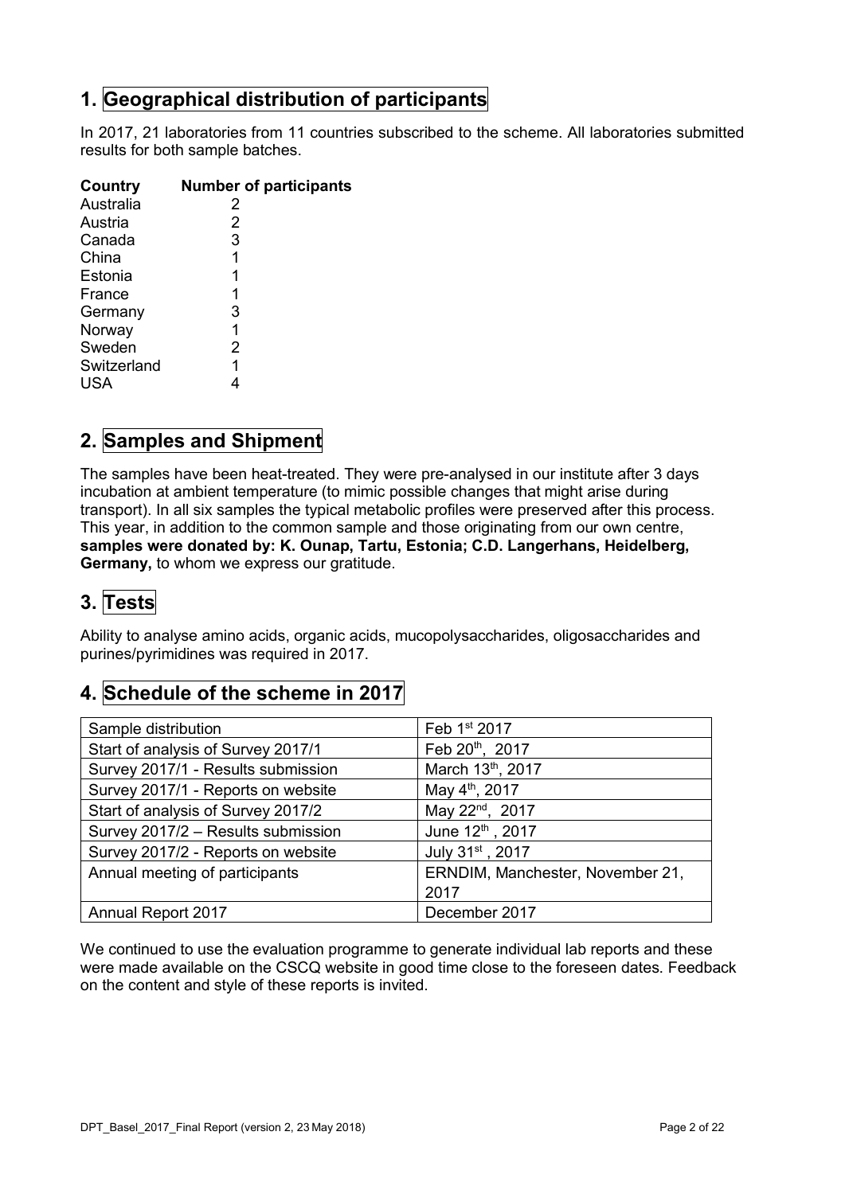## 1. Geographical distribution of participants

In 2017, 21 laboratories from 11 countries subscribed to the scheme. All laboratories submitted results for both sample batches.

| Country | Number of participants |
|---|---|
| Australia | 2 |
| Austria | 2 |
| Canada | 3 |
| China | 1 |
| Estonia | 1 |
| France | 1 |
| Germany | 3 |
| Norway | 1 |
| Sweden | 2 |
| Switzerland | 1 |
| USA | 4 |

## 2. Samples and Shipment

The samples have been heat-treated. They were pre-analysed in our institute after 3 days incubation at ambient temperature (to mimic possible changes that might arise during transport). In all six samples the typical metabolic profiles were preserved after this process. This year, in addition to the common sample and those originating from our own centre, **samples were donated by: K. Ounap, Tartu, Estonia; C.D. Langerhans, Heidelberg, Germany,** to whom we express our gratitude.

## 3. Tests

Ability to analyse amino acids, organic acids, mucopolysaccharides, oligosaccharides and purines/pyrimidines was required in 2017.

## 4. Schedule of the scheme in 2017

| | |
|---|---|
| Sample distribution | Feb 1st 2017 |
| Start of analysis of Survey 2017/1 | Feb 20th, 2017 |
| Survey 2017/1 - Results submission | March 13th, 2017 |
| Survey 2017/1 - Reports on website | May 4th, 2017 |
| Start of analysis of Survey 2017/2 | May 22nd, 2017 |
| Survey 2017/2 – Results submission | June 12th, 2017 |
| Survey 2017/2 - Reports on website | July 31st, 2017 |
| Annual meeting of participants | ERNDIM, Manchester, November 21, 2017 |
| Annual Report 2017 | December 2017 |

We continued to use the evaluation programme to generate individual lab reports and these were made available on the CSCQ website in good time close to the foreseen dates. Feedback on the content and style of these reports is invited.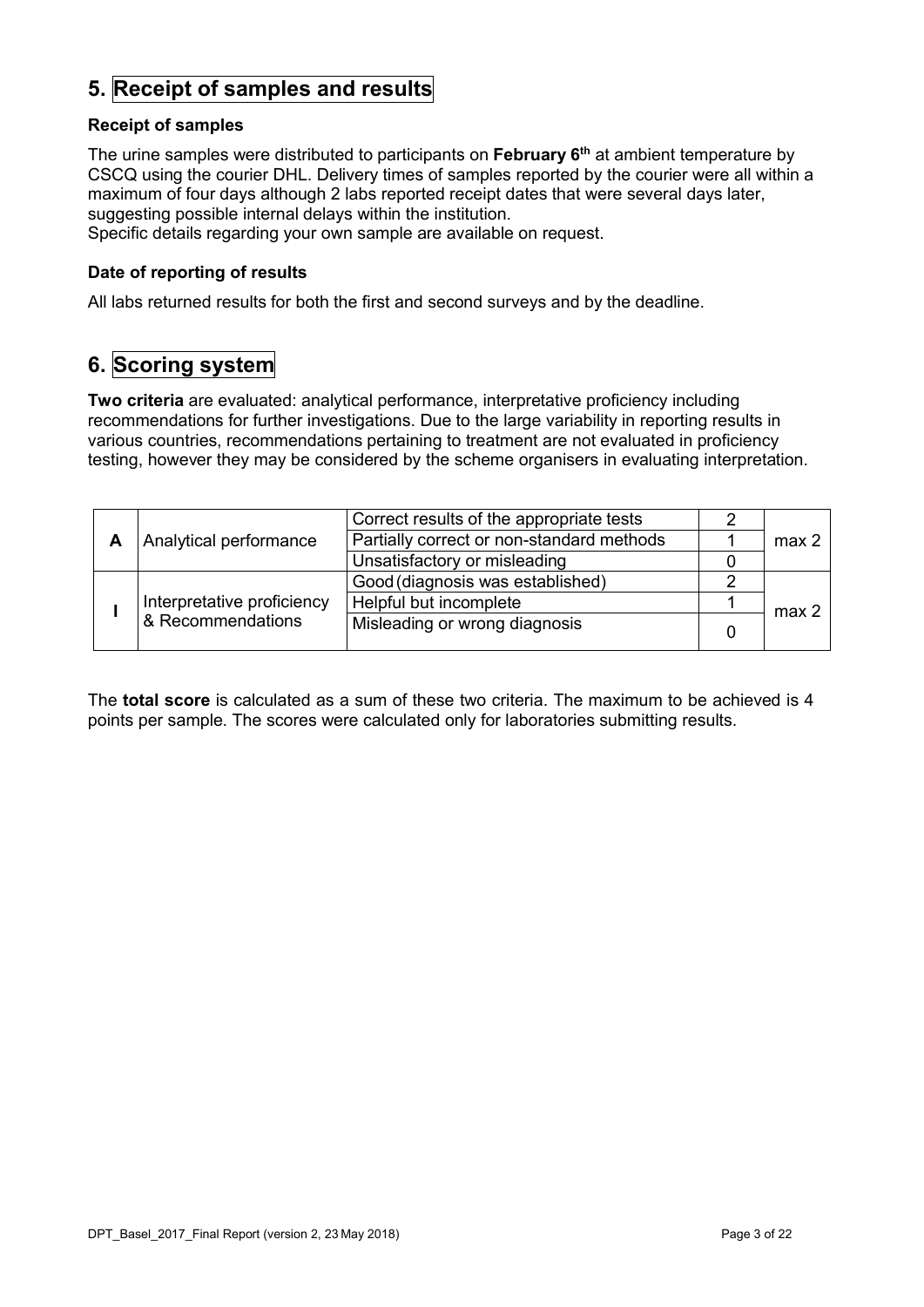## 5. Receipt of samples and results

### Receipt of samples

The urine samples were distributed to participants on **February 6th** at ambient temperature by CSCQ using the courier DHL. Delivery times of samples reported by the courier were all within a maximum of four days although 2 labs reported receipt dates that were several days later, suggesting possible internal delays within the institution.
Specific details regarding your own sample are available on request.

### Date of reporting of results

All labs returned results for both the first and second surveys and by the deadline.

## 6. Scoring system

**Two criteria** are evaluated: analytical performance, interpretative proficiency including recommendations for further investigations. Due to the large variability in reporting results in various countries, recommendations pertaining to treatment are not evaluated in proficiency testing, however they may be considered by the scheme organisers in evaluating interpretation.

| | | | | |
|---|---|---|---|---|
| **A** | Analytical performance | Correct results of the appropriate tests | 2 | max 2 |
| | | Partially correct or non-standard methods | 1 | |
| | | Unsatisfactory or misleading | 0 | |
| **I** | Interpretative proficiency & Recommendations | Good (diagnosis was established) | 2 | max 2 |
| | | Helpful but incomplete | 1 | |
| | | Misleading or wrong diagnosis | 0 | |

The **total score** is calculated as a sum of these two criteria. The maximum to be achieved is 4 points per sample. The scores were calculated only for laboratories submitting results.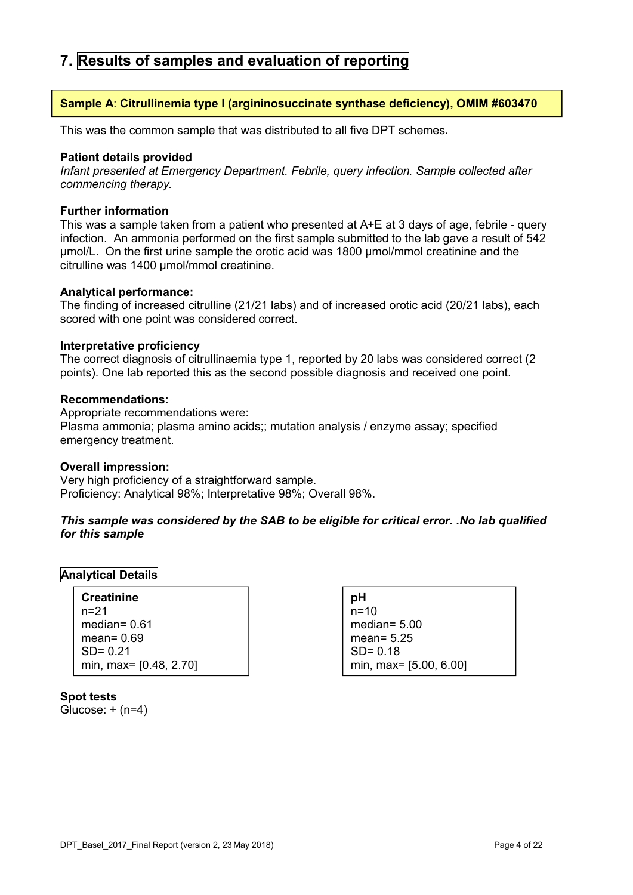# 7. Results of samples and evaluation of reporting

**Sample A: Citrullinemia type I (argininosuccinate synthase deficiency), OMIM #603470**

This was the common sample that was distributed to all five DPT schemes**.**

**Patient details provided**

*Infant presented at Emergency Department. Febrile, query infection. Sample collected after commencing therapy.*

**Further information**

This was a sample taken from a patient who presented at A+E at 3 days of age, febrile - query infection. An ammonia performed on the first sample submitted to the lab gave a result of 542 µmol/L. On the first urine sample the orotic acid was 1800 µmol/mmol creatinine and the citrulline was 1400 µmol/mmol creatinine.

**Analytical performance:**

The finding of increased citrulline (21/21 labs) and of increased orotic acid (20/21 labs), each scored with one point was considered correct.

**Interpretative proficiency**

The correct diagnosis of citrullinaemia type 1, reported by 20 labs was considered correct (2 points). One lab reported this as the second possible diagnosis and received one point.

**Recommendations:**

Appropriate recommendations were:
Plasma ammonia; plasma amino acids;; mutation analysis / enzyme assay; specified emergency treatment.

**Overall impression:**

Very high proficiency of a straightforward sample.
Proficiency: Analytical 98%; Interpretative 98%; Overall 98%.

***This sample was considered by the SAB to be eligible for critical error. .No lab qualified for this sample***

**Analytical Details**

**Creatinine**
n=21
median= 0.61
mean= 0.69
SD= 0.21
min, max= [0.48, 2.70]

**pH**
n=10
median= 5.00
mean= 5.25
SD= 0.18
min, max= [5.00, 6.00]

**Spot tests**

Glucose: + (n=4)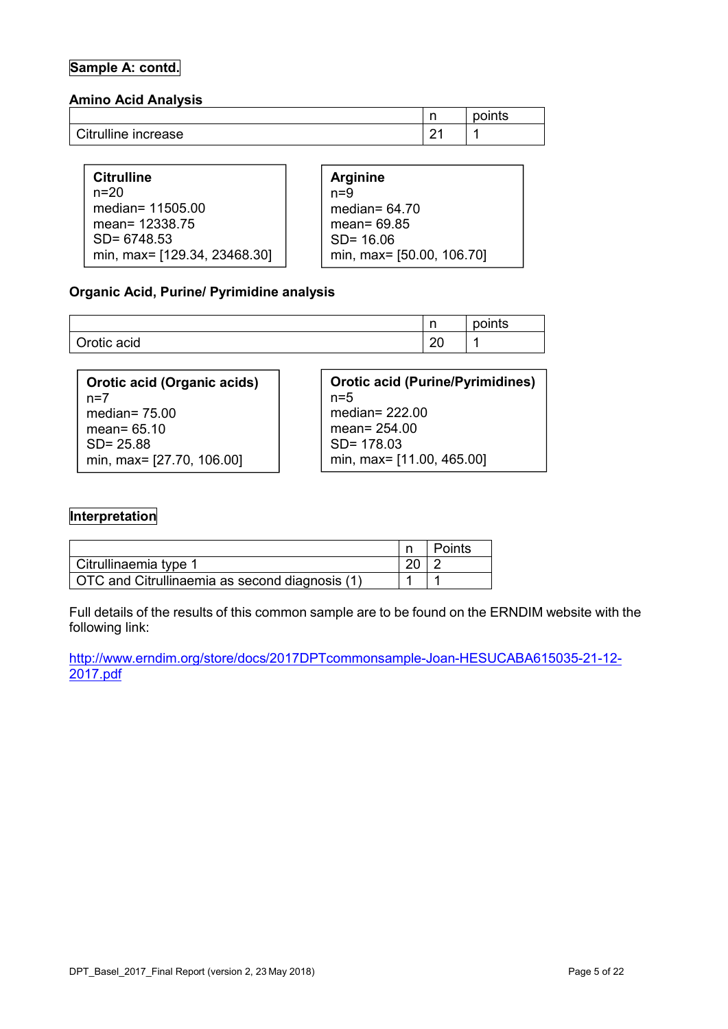**Sample A: contd.**

### Amino Acid Analysis

| | n | points |
|---|---|---|
| Citrulline increase | 21 | 1 |

**Citrulline**
n=20
median= 11505.00
mean= 12338.75
SD= 6748.53
min, max= [129.34, 23468.30]

**Arginine**
n=9
median= 64.70
mean= 69.85
SD= 16.06
min, max= [50.00, 106.70]

### Organic Acid, Purine/ Pyrimidine analysis

| | n | points |
|---|---|---|
| Orotic acid | 20 | 1 |

**Orotic acid (Organic acids)**
n=7
median= 75.00
mean= 65.10
SD= 25.88
min, max= [27.70, 106.00]

**Orotic acid (Purine/Pyrimidines)**
n=5
median= 222.00
mean= 254.00
SD= 178.03
min, max= [11.00, 465.00]

**Interpretation**

| | n | Points |
|---|---|---|
| Citrullinaemia type 1 | 20 | 2 |
| OTC and Citrullinaemia as second diagnosis (1) | 1 | 1 |

Full details of the results of this common sample are to be found on the ERNDIM website with the following link:

http://www.erndim.org/store/docs/2017DPTcommonsample-Joan-HESUCABA615035-21-12-2017.pdf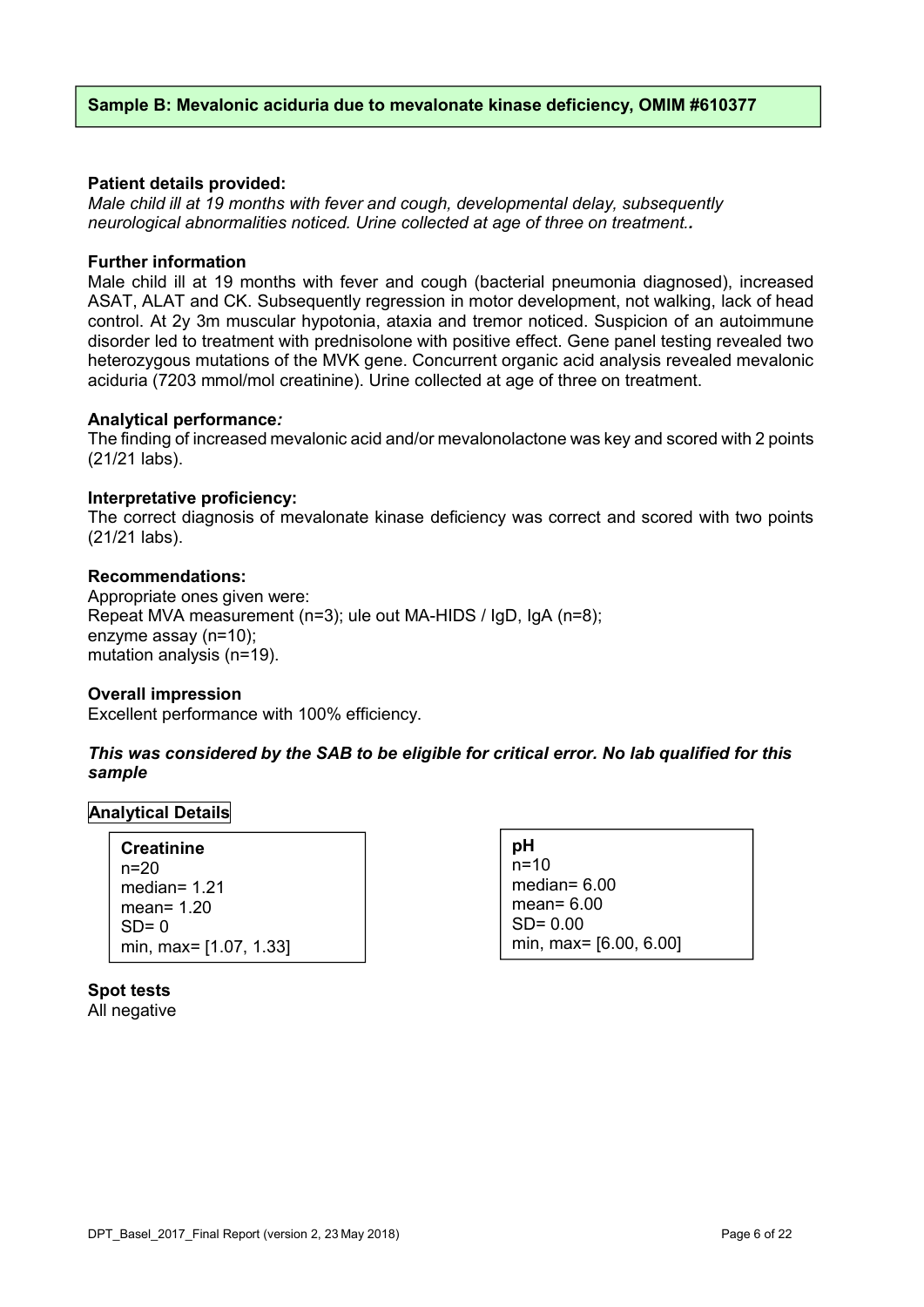## Sample B: Mevalonic aciduria due to mevalonate kinase deficiency, OMIM #610377

**Patient details provided:**

*Male child ill at 19 months with fever and cough, developmental delay, subsequently neurological abnormalities noticed. Urine collected at age of three on treatment..*

**Further information**

Male child ill at 19 months with fever and cough (bacterial pneumonia diagnosed), increased ASAT, ALAT and CK. Subsequently regression in motor development, not walking, lack of head control. At 2y 3m muscular hypotonia, ataxia and tremor noticed. Suspicion of an autoimmune disorder led to treatment with prednisolone with positive effect. Gene panel testing revealed two heterozygous mutations of the MVK gene. Concurrent organic acid analysis revealed mevalonic aciduria (7203 mmol/mol creatinine). Urine collected at age of three on treatment.

**Analytical performance*:***

The finding of increased mevalonic acid and/or mevalonolactone was key and scored with 2 points (21/21 labs).

**Interpretative proficiency:**

The correct diagnosis of mevalonate kinase deficiency was correct and scored with two points (21/21 labs).

**Recommendations:**

Appropriate ones given were:
Repeat MVA measurement (n=3); ule out MA-HIDS / IgD, IgA (n=8);
enzyme assay (n=10);
mutation analysis (n=19).

**Overall impression**

Excellent performance with 100% efficiency.

***This was considered by the SAB to be eligible for critical error. No lab qualified for this sample***

**Analytical Details**

**Creatinine**
n=20
median= 1.21
mean= 1.20
SD= 0
min, max= [1.07, 1.33]

**pH**
n=10
median= 6.00
mean= 6.00
SD= 0.00
min, max= [6.00, 6.00]

**Spot tests**

All negative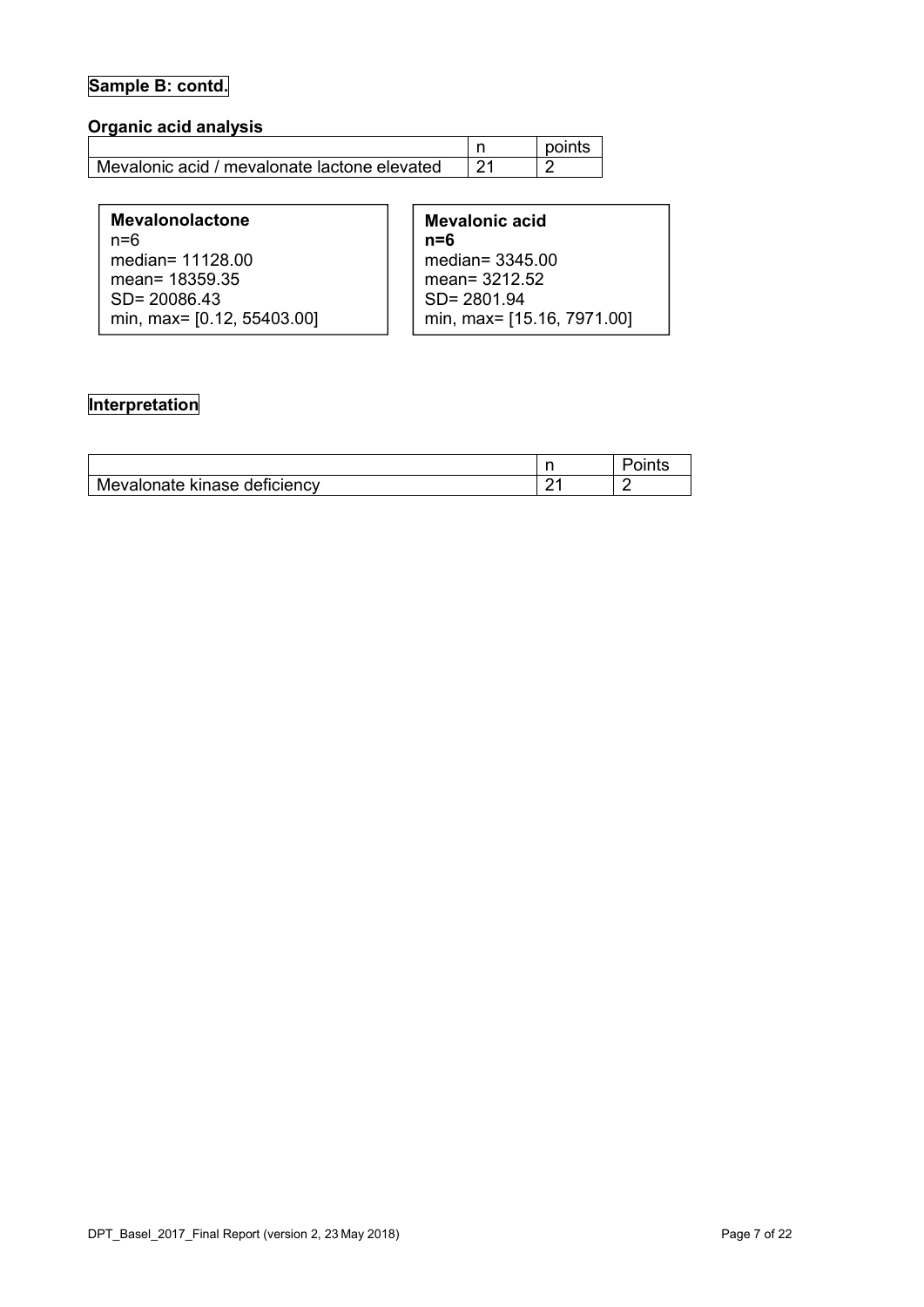**Sample B: contd.**

### Organic acid analysis

| | n | points |
|---|---|---|
| Mevalonic acid / mevalonate lactone elevated | 21 | 2 |

**Mevalonolactone**
n=6
median= 11128.00
mean= 18359.35
SD= 20086.43
min, max= [0.12, 55403.00]

**Mevalonic acid**
**n=6**
median= 3345.00
mean= 3212.52
SD= 2801.94
min, max= [15.16, 7971.00]

**Interpretation**

| | n | Points |
|---|---|---|
| Mevalonate kinase deficiency | 21 | 2 |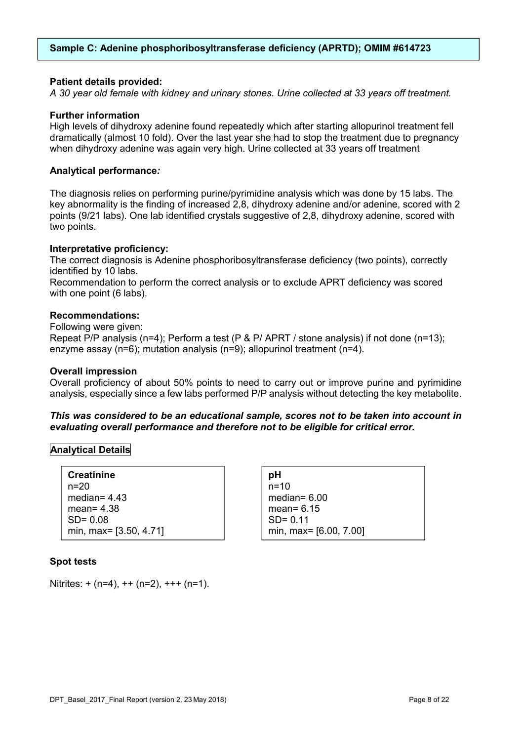## Sample C: Adenine phosphoribosyltransferase deficiency (APRTD); OMIM #614723

**Patient details provided:**

*A 30 year old female with kidney and urinary stones. Urine collected at 33 years off treatment.*

**Further information**

High levels of dihydroxy adenine found repeatedly which after starting allopurinol treatment fell dramatically (almost 10 fold). Over the last year she had to stop the treatment due to pregnancy when dihydroxy adenine was again very high. Urine collected at 33 years off treatment

**Analytical performance*:***

The diagnosis relies on performing purine/pyrimidine analysis which was done by 15 labs. The key abnormality is the finding of increased 2,8, dihydroxy adenine and/or adenine, scored with 2 points (9/21 labs). One lab identified crystals suggestive of 2,8, dihydroxy adenine, scored with two points.

**Interpretative proficiency:**

The correct diagnosis is Adenine phosphoribosyltransferase deficiency (two points), correctly identified by 10 labs.

Recommendation to perform the correct analysis or to exclude APRT deficiency was scored with one point (6 labs).

**Recommendations:**

Following were given:

Repeat P/P analysis (n=4); Perform a test (P & P/ APRT / stone analysis) if not done (n=13); enzyme assay (n=6); mutation analysis (n=9); allopurinol treatment (n=4).

**Overall impression**

Overall proficiency of about 50% points to need to carry out or improve purine and pyrimidine analysis, especially since a few labs performed P/P analysis without detecting the key metabolite.

***This was considered to be an educational sample, scores not to be taken into account in evaluating overall performance and therefore not to be eligible for critical error.***

**Analytical Details**

**Creatinine**
n=20
median= 4.43
mean= 4.38
SD= 0.08
min, max= [3.50, 4.71]

**pH**
n=10
median= 6.00
mean= 6.15
SD= 0.11
min, max= [6.00, 7.00]

**Spot tests**

Nitrites: + (n=4), ++ (n=2), +++ (n=1).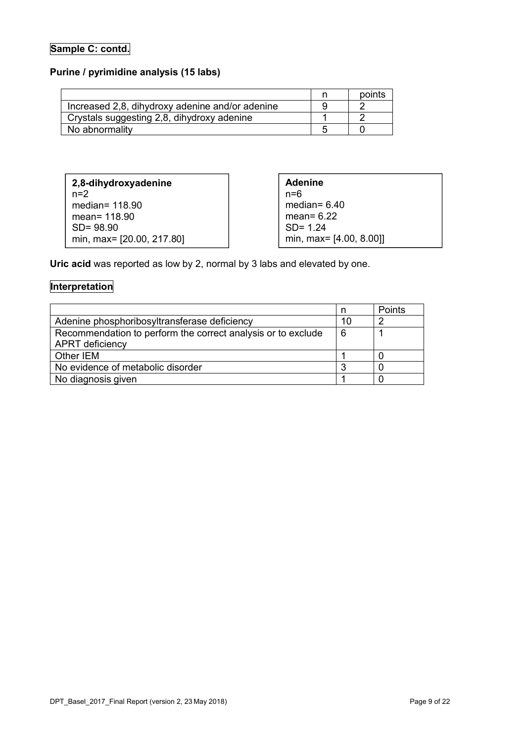**Sample C: contd.**

**Purine / pyrimidine analysis (15 labs)**

| | n | points |
|---|---|---|
| Increased 2,8, dihydroxy adenine and/or adenine | 9 | 2 |
| Crystals suggesting 2,8, dihydroxy adenine | 1 | 2 |
| No abnormality | 5 | 0 |

**2,8-dihydroxyadenine**
n=2
median= 118.90
mean= 118.90
SD= 98.90
min, max= [20.00, 217.80]

**Adenine**
n=6
median= 6.40
mean= 6.22
SD= 1.24
min, max= [4.00, 8.00]]

**Uric acid** was reported as low by 2, normal by 3 labs and elevated by one.

**Interpretation**

| | n | Points |
|---|---|---|
| Adenine phosphoribosyltransferase deficiency | 10 | 2 |
| Recommendation to perform the correct analysis or to exclude APRT deficiency | 6 | 1 |
| Other IEM | 1 | 0 |
| No evidence of metabolic disorder | 3 | 0 |
| No diagnosis given | 1 | 0 |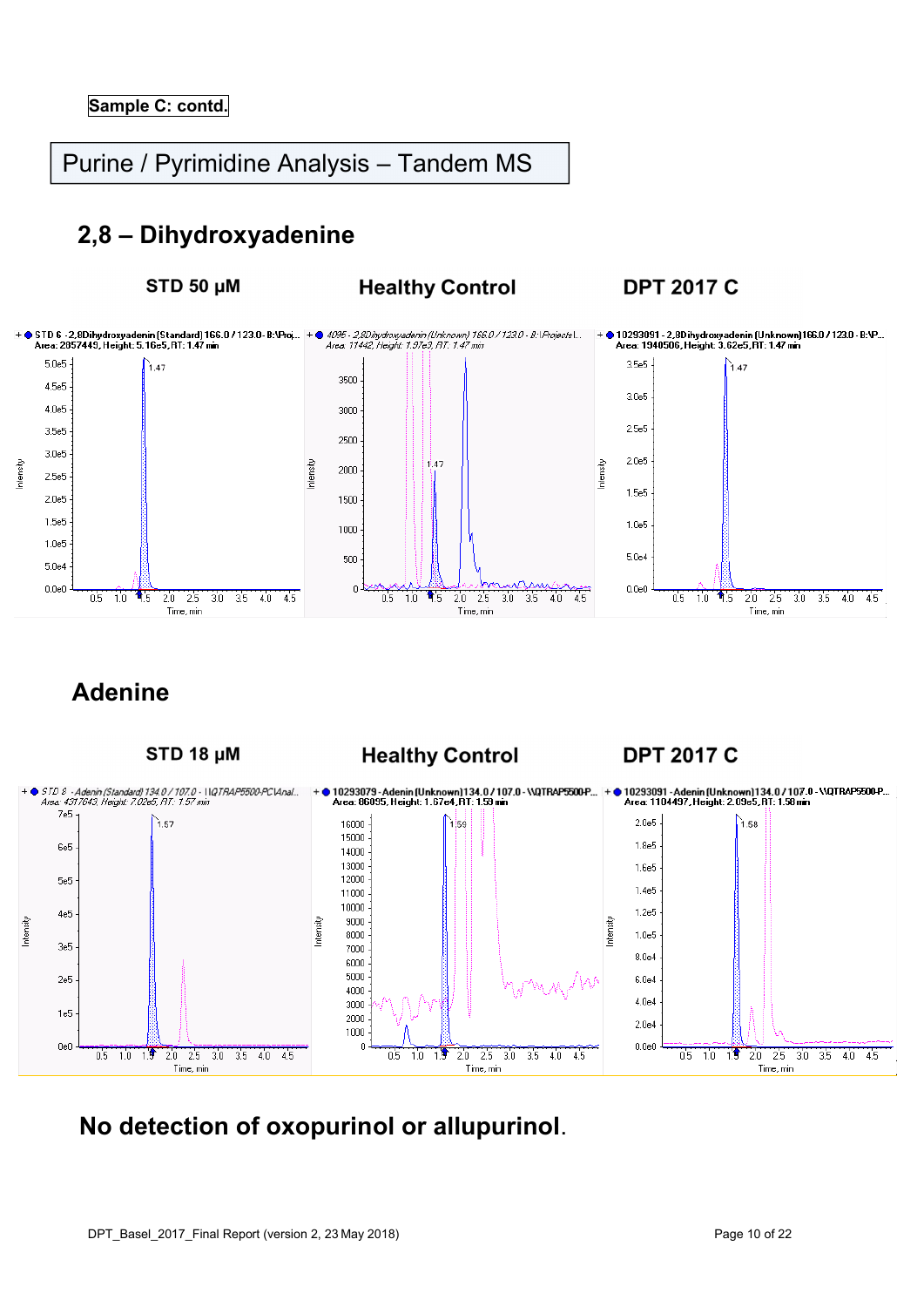**Sample C: contd.**

# Purine / Pyrimidine Analysis – Tandem MS

## 2,8 – Dihydroxyadenine

**STD 50 µM** | **Healthy Control** | **DPT 2017 C**

STD 6 - 2,8Dihydroxyadenin (Standard) 166.0 / 123.0 - B:\Proj... Area: 2857449, Height: 5.16e5, RT: 1.47 min

4095 - 2,8Dihydroxyadenin (Unknown) 166.0 / 123.0 - B:\Projects\... Area: 11442, Height: 1.97e3, RT: 1.47 min

10293091 - 2,8Dihydroxyadenin (Unknown) 166.0 / 123.0 - B:\P... Area: 1940506, Height: 3.62e5, RT: 1.47 min

## Adenine

**STD 18 µM** | **Healthy Control** | **DPT 2017 C**

STD 8 - Adenin (Standard) 134.0 / 107.0 - \\QTRAP5500-PC\Anal... Area: 4317643, Height: 7.02e5, RT: 1.57 min

10293079 - Adenin (Unknown) 134.0 / 107.0 - \\QTRAP5500-P... Area: 86095, Height: 1.67e4, RT: 1.59 min

10293091 - Adenin (Unknown) 134.0 / 107.0 - \\QTRAP5500-P... Area: 1104497, Height: 2.09e5, RT: 1.58 min

**No detection of oxopurinol or allupurinol**.

DPT_Basel_2017_Final Report (version 2, 23 May 2018)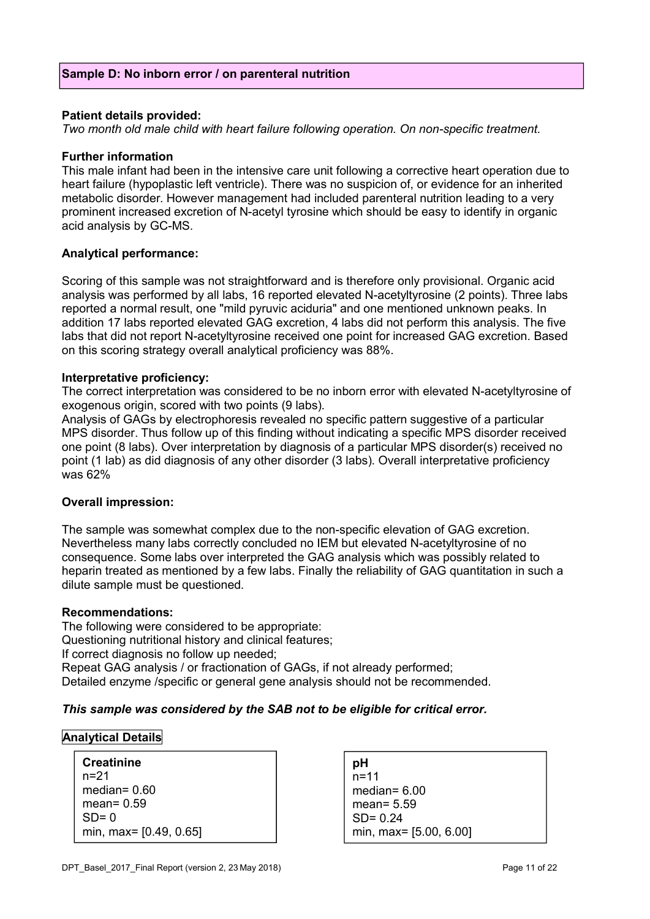## Sample D: No inborn error / on parenteral nutrition

**Patient details provided:**

*Two month old male child with heart failure following operation. On non-specific treatment.*

**Further information**

This male infant had been in the intensive care unit following a corrective heart operation due to heart failure (hypoplastic left ventricle). There was no suspicion of, or evidence for an inherited metabolic disorder. However management had included parenteral nutrition leading to a very prominent increased excretion of N-acetyl tyrosine which should be easy to identify in organic acid analysis by GC-MS.

**Analytical performance:**

Scoring of this sample was not straightforward and is therefore only provisional. Organic acid analysis was performed by all labs, 16 reported elevated N-acetyltyrosine (2 points). Three labs reported a normal result, one "mild pyruvic aciduria" and one mentioned unknown peaks. In addition 17 labs reported elevated GAG excretion, 4 labs did not perform this analysis. The five labs that did not report N-acetyltyrosine received one point for increased GAG excretion. Based on this scoring strategy overall analytical proficiency was 88%.

**Interpretative proficiency:**

The correct interpretation was considered to be no inborn error with elevated N-acetyltyrosine of exogenous origin, scored with two points (9 labs).

Analysis of GAGs by electrophoresis revealed no specific pattern suggestive of a particular MPS disorder. Thus follow up of this finding without indicating a specific MPS disorder received one point (8 labs). Over interpretation by diagnosis of a particular MPS disorder(s) received no point (1 lab) as did diagnosis of any other disorder (3 labs). Overall interpretative proficiency was 62%

**Overall impression:**

The sample was somewhat complex due to the non-specific elevation of GAG excretion. Nevertheless many labs correctly concluded no IEM but elevated N-acetyltyrosine of no consequence. Some labs over interpreted the GAG analysis which was possibly related to heparin treated as mentioned by a few labs. Finally the reliability of GAG quantitation in such a dilute sample must be questioned.

**Recommendations:**

The following were considered to be appropriate:
Questioning nutritional history and clinical features;
If correct diagnosis no follow up needed;
Repeat GAG analysis / or fractionation of GAGs, if not already performed;
Detailed enzyme /specific or general gene analysis should not be recommended.

***This sample was considered by the SAB not to be eligible for critical error.***

**Analytical Details**

**Creatinine**
n=21
median= 0.60
mean= 0.59
SD= 0
min, max= [0.49, 0.65]

**pH**
n=11
median= 6.00
mean= 5.59
SD= 0.24
min, max= [5.00, 6.00]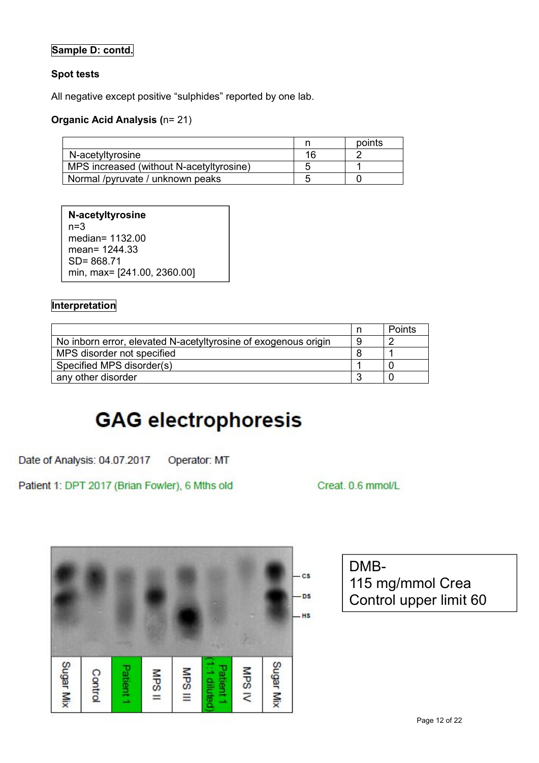**Sample D: contd.**

**Spot tests**

All negative except positive “sulphides” reported by one lab.

**Organic Acid Analysis** (n= 21)

| | n | points |
|---|---|---|
| N-acetyltyrosine | 16 | 2 |
| MPS increased (without N-acetyltyrosine) | 5 | 1 |
| Normal /pyruvate / unknown peaks | 5 | 0 |

**N-acetyltyrosine**
n=3
median= 1132.00
mean= 1244.33
SD= 868.71
min, max= [241.00, 2360.00]

**Interpretation**

| | n | Points |
|---|---|---|
| No inborn error, elevated N-acetyltyrosine of exogenous origin | 9 | 2 |
| MPS disorder not specified | 8 | 1 |
| Specified MPS disorder(s) | 1 | 0 |
| any other disorder | 3 | 0 |

## GAG electrophoresis

Date of Analysis: 04.07.2017 Operator: MT

Patient 1: DPT 2017 (Brian Fowler), 6 Mths old Creat. 0.6 mmol/L

CS
DS
HS

Sugar Mix | Control | Patient 1 | MPS II | MPS III | Patient 1 (1:1 diluted) | MPS IV | Sugar Mix

DMB-
115 mg/mmol Crea
Control upper limit 60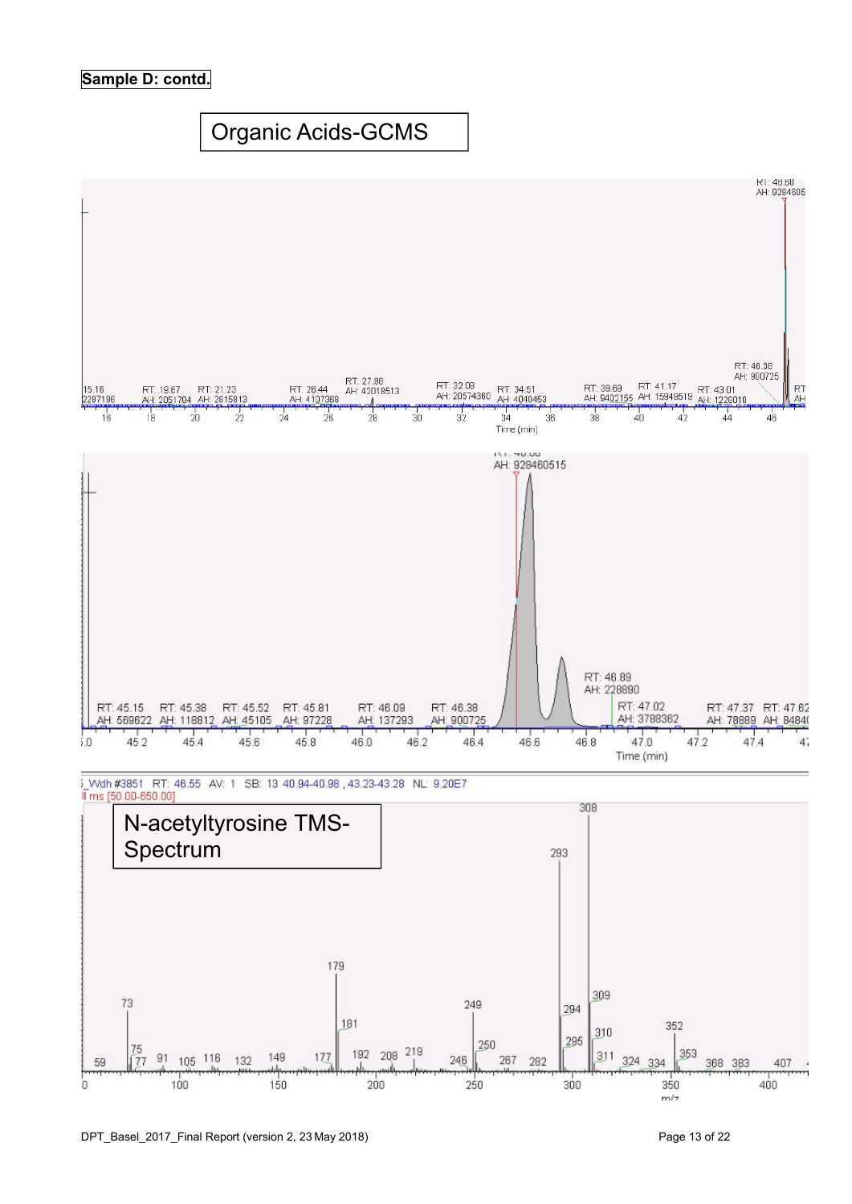**Sample D: contd.**

Organic Acids-GCMS

N-acetyltyrosine TMS-Spectrum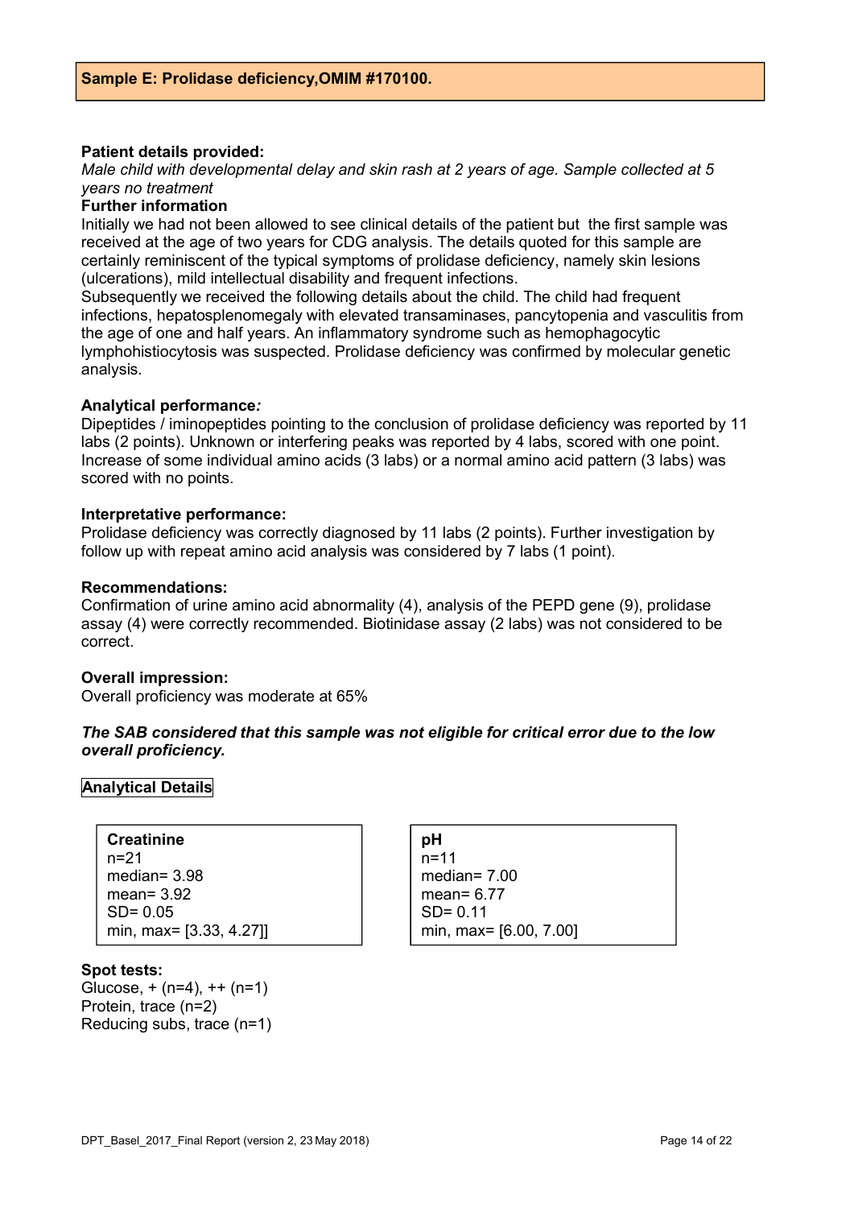## Sample E: Prolidase deficiency,OMIM #170100.

**Patient details provided:**

*Male child with developmental delay and skin rash at 2 years of age. Sample collected at 5 years no treatment*

**Further information**

Initially we had not been allowed to see clinical details of the patient but the first sample was received at the age of two years for CDG analysis. The details quoted for this sample are certainly reminiscent of the typical symptoms of prolidase deficiency, namely skin lesions (ulcerations), mild intellectual disability and frequent infections.

Subsequently we received the following details about the child. The child had frequent infections, hepatosplenomegaly with elevated transaminases, pancytopenia and vasculitis from the age of one and half years. An inflammatory syndrome such as hemophagocytic lymphohistiocytosis was suspected. Prolidase deficiency was confirmed by molecular genetic analysis.

**Analytical performance*:***

Dipeptides / iminopeptides pointing to the conclusion of prolidase deficiency was reported by 11 labs (2 points). Unknown or interfering peaks was reported by 4 labs, scored with one point. Increase of some individual amino acids (3 labs) or a normal amino acid pattern (3 labs) was scored with no points.

**Interpretative performance:**

Prolidase deficiency was correctly diagnosed by 11 labs (2 points). Further investigation by follow up with repeat amino acid analysis was considered by 7 labs (1 point).

**Recommendations:**

Confirmation of urine amino acid abnormality (4), analysis of the PEPD gene (9), prolidase assay (4) were correctly recommended. Biotinidase assay (2 labs) was not considered to be correct.

**Overall impression:**

Overall proficiency was moderate at 65%

***The SAB considered that this sample was not eligible for critical error due to the low overall proficiency.***

**Analytical Details**

| Creatinine | pH |
|---|---|
| n=21 | n=11 |
| median= 3.98 | median= 7.00 |
| mean= 3.92 | mean= 6.77 |
| SD= 0.05 | SD= 0.11 |
| min, max= [3.33, 4.27]] | min, max= [6.00, 7.00] |

**Spot tests:**

Glucose, + (n=4), ++ (n=1)
Protein, trace (n=2)
Reducing subs, trace (n=1)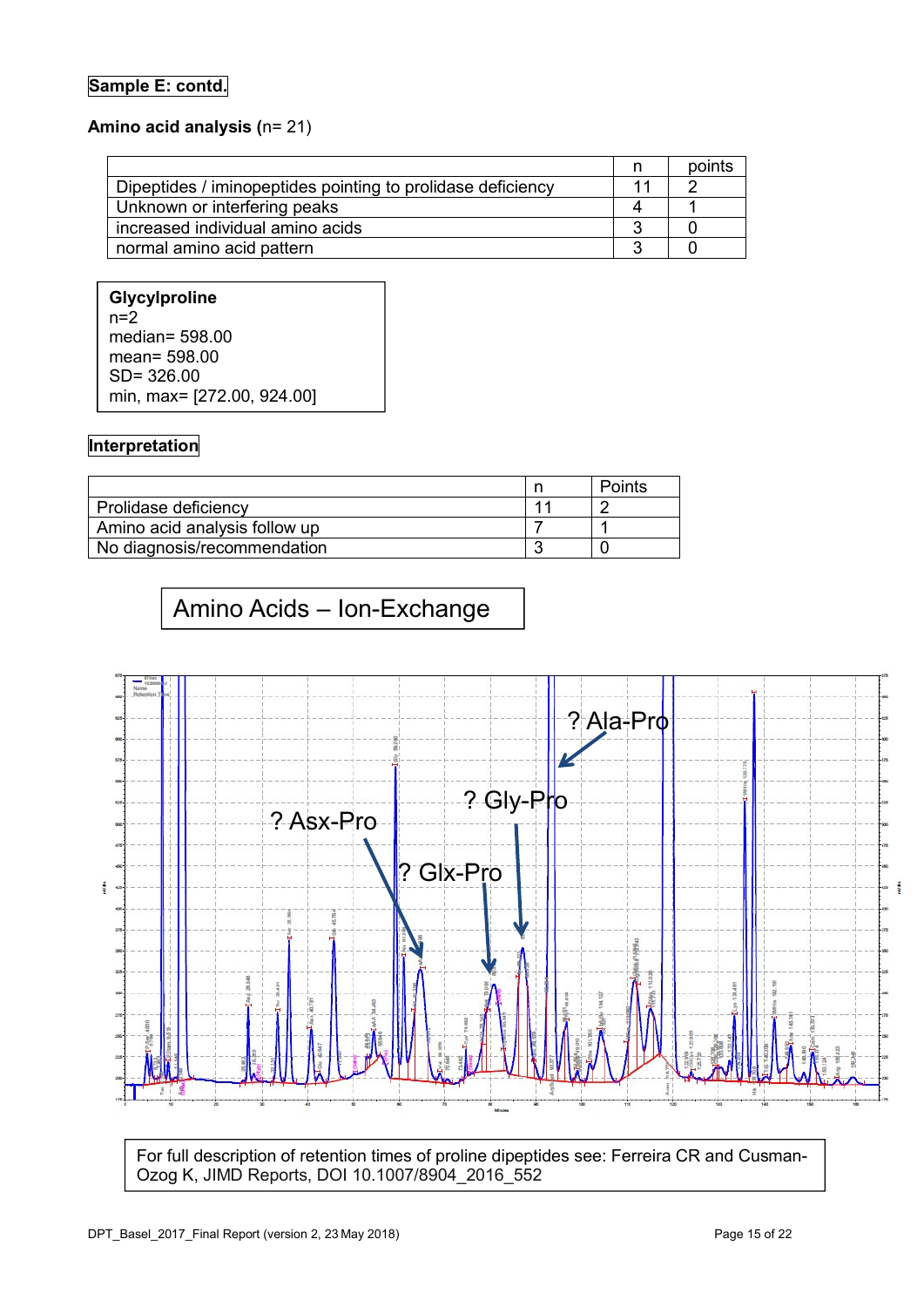**Sample E: contd.**

**Amino acid analysis (**n= 21)

| | n | points |
|---|---|---|
| Dipeptides / iminopeptides pointing to prolidase deficiency | 11 | 2 |
| Unknown or interfering peaks | 4 | 1 |
| increased individual amino acids | 3 | 0 |
| normal amino acid pattern | 3 | 0 |

**Glycylproline**
n=2
median= 598.00
mean= 598.00
SD= 326.00
min, max= [272.00, 924.00]

**Interpretation**

| | n | Points |
|---|---|---|
| Prolidase deficiency | 11 | 2 |
| Amino acid analysis follow up | 7 | 1 |
| No diagnosis/recommendation | 3 | 0 |

Amino Acids – Ion-Exchange

? Ala-Pro

? Gly-Pro

? Asx-Pro

? Glx-Pro

For full description of retention times of proline dipeptides see: Ferreira CR and Cusman-Ozog K, JIMD Reports, DOI 10.1007/8904_2016_552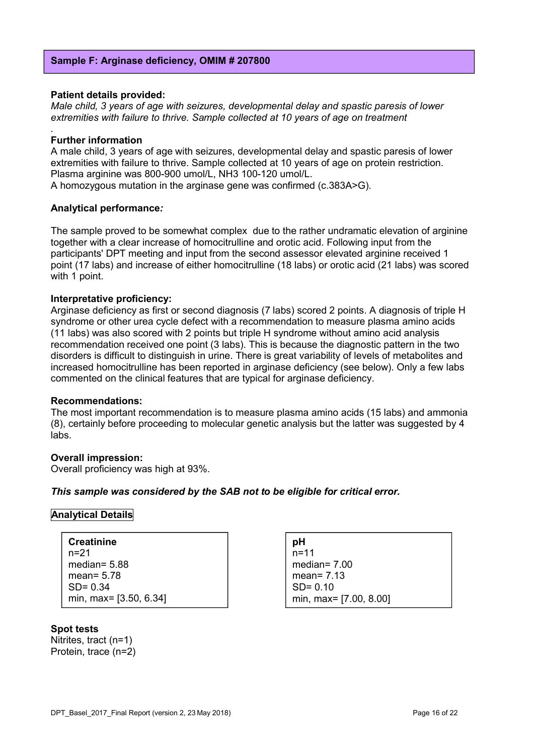## Sample F: Arginase deficiency, OMIM # 207800

**Patient details provided:**

*Male child, 3 years of age with seizures, developmental delay and spastic paresis of lower extremities with failure to thrive. Sample collected at 10 years of age on treatment*

.

**Further information**

A male child, 3 years of age with seizures, developmental delay and spastic paresis of lower extremities with failure to thrive. Sample collected at 10 years of age on protein restriction. Plasma arginine was 800-900 umol/L, NH3 100-120 umol/L.
A homozygous mutation in the arginase gene was confirmed (c.383A>G).

**Analytical performance*:***

The sample proved to be somewhat complex due to the rather undramatic elevation of arginine together with a clear increase of homocitrulline and orotic acid. Following input from the participants' DPT meeting and input from the second assessor elevated arginine received 1 point (17 labs) and increase of either homocitrulline (18 labs) or orotic acid (21 labs) was scored with 1 point.

**Interpretative proficiency:**

Arginase deficiency as first or second diagnosis (7 labs) scored 2 points. A diagnosis of triple H syndrome or other urea cycle defect with a recommendation to measure plasma amino acids (11 labs) was also scored with 2 points but triple H syndrome without amino acid analysis recommendation received one point (3 labs). This is because the diagnostic pattern in the two disorders is difficult to distinguish in urine. There is great variability of levels of metabolites and increased homocitrulline has been reported in arginase deficiency (see below). Only a few labs commented on the clinical features that are typical for arginase deficiency.

**Recommendations:**

The most important recommendation is to measure plasma amino acids (15 labs) and ammonia (8), certainly before proceeding to molecular genetic analysis but the latter was suggested by 4 labs.

**Overall impression:**

Overall proficiency was high at 93%.

***This sample was considered by the SAB not to be eligible for critical error.***

**Analytical Details**

**Creatinine**
n=21
median= 5.88
mean= 5.78
SD= 0.34
min, max= [3.50, 6.34]

**pH**
n=11
median= 7.00
mean= 7.13
SD= 0.10
min, max= [7.00, 8.00]

**Spot tests**

Nitrites, tract (n=1)
Protein, trace (n=2)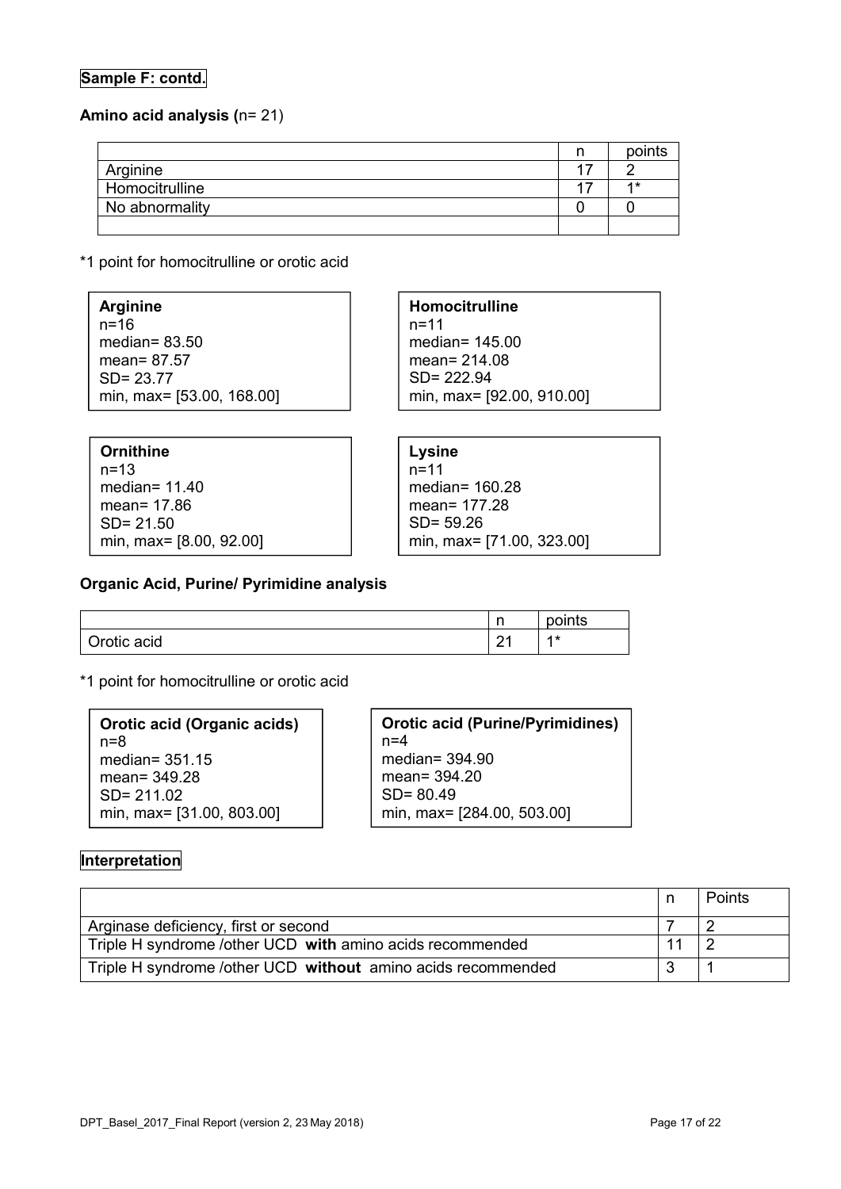**Sample F: contd.**

**Amino acid analysis (**n= 21)

| | n | points |
|---|---|---|
| Arginine | 17 | 2 |
| Homocitrulline | 17 | 1* |
| No abnormality | 0 | 0 |
| | | |

*1 point for homocitrulline or orotic acid

**Arginine**
n=16
median= 83.50
mean= 87.57
SD= 23.77
min, max= [53.00, 168.00]

**Homocitrulline**
n=11
median= 145.00
mean= 214.08
SD= 222.94
min, max= [92.00, 910.00]

**Ornithine**
n=13
median= 11.40
mean= 17.86
SD= 21.50
min, max= [8.00, 92.00]

**Lysine**
n=11
median= 160.28
mean= 177.28
SD= 59.26
min, max= [71.00, 323.00]

**Organic Acid, Purine/ Pyrimidine analysis**

| | n | points |
|---|---|---|
| Orotic acid | 21 | 1* |

*1 point for homocitrulline or orotic acid

**Orotic acid (Organic acids)**
n=8
median= 351.15
mean= 349.28
SD= 211.02
min, max= [31.00, 803.00]

**Orotic acid (Purine/Pyrimidines)**
n=4
median= 394.90
mean= 394.20
SD= 80.49
min, max= [284.00, 503.00]

**Interpretation**

| | n | Points |
|---|---|---|
| Arginase deficiency, first or second | 7 | 2 |
| Triple H syndrome /other UCD **with** amino acids recommended | 11 | 2 |
| Triple H syndrome /other UCD **without** amino acids recommended | 3 | 1 |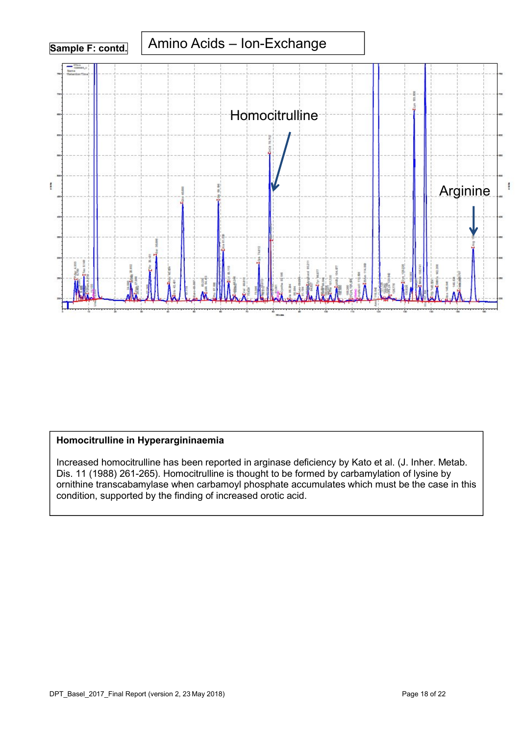**Sample F: contd.**

Amino Acids – Ion-Exchange

Homocitrulline

Arginine

**Homocitrulline in Hyperargininaemia**

Increased homocitrulline has been reported in arginase deficiency by Kato et al. (J. Inher. Metab. Dis. 11 (1988) 261-265). Homocitrulline is thought to be formed by carbamylation of lysine by ornithine transcabamylase when carbamoyl phosphate accumulates which must be the case in this condition, supported by the finding of increased orotic acid.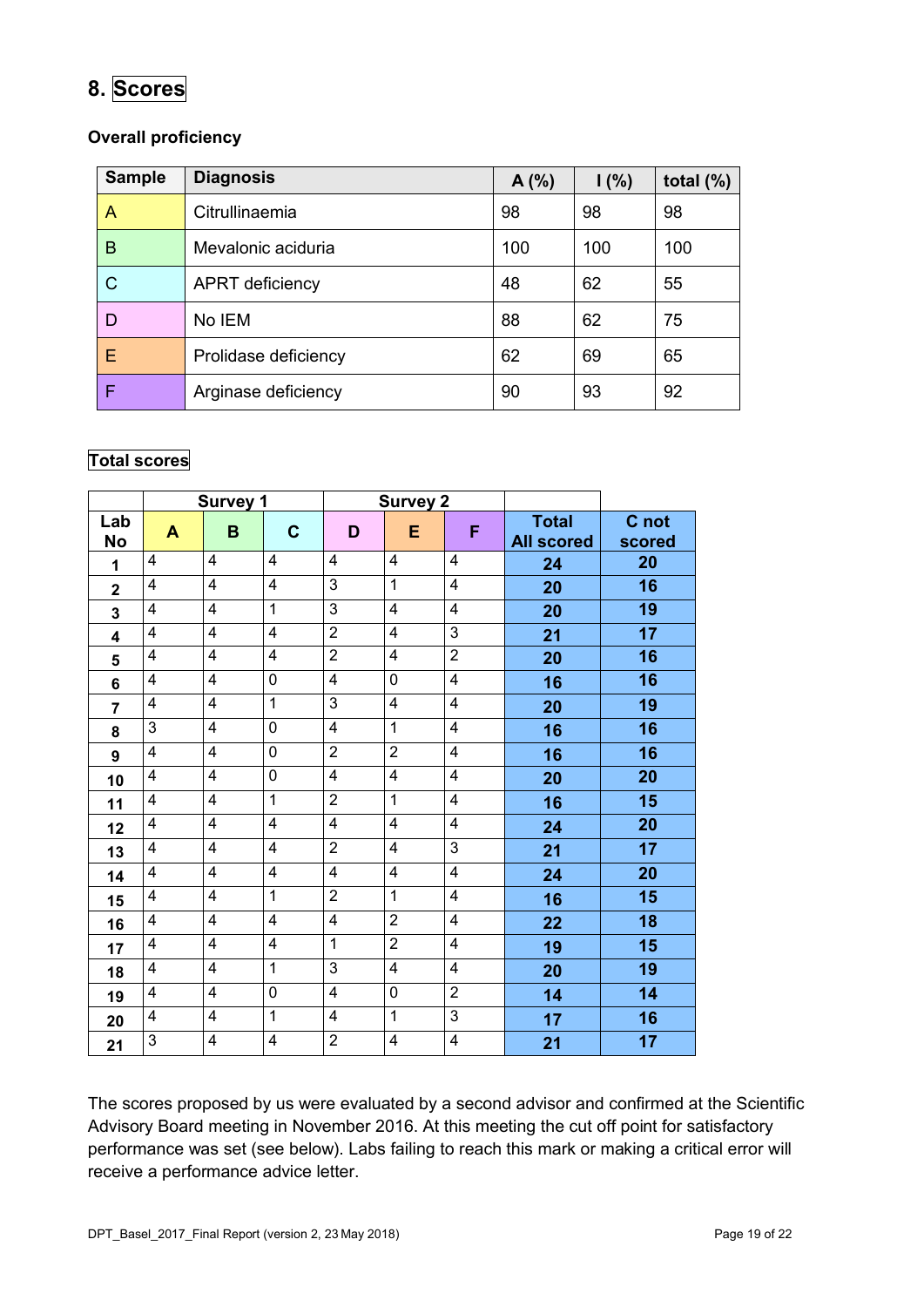# 8. Scores

### Overall proficiency

| Sample | Diagnosis | A (%) | I (%) | total (%) |
|---|---|---|---|---|
| A | Citrullinaemia | 98 | 98 | 98 |
| B | Mevalonic aciduria | 100 | 100 | 100 |
| C | APRT deficiency | 48 | 62 | 55 |
| D | No IEM | 88 | 62 | 75 |
| E | Prolidase deficiency | 62 | 69 | 65 |
| F | Arginase deficiency | 90 | 93 | 92 |

### Total scores

| | Survey 1 | | | Survey 2 | | | | |
|---|---|---|---|---|---|---|---|---|
| Lab No | A | B | C | D | E | F | Total All scored | C not scored |
| 1 | 4 | 4 | 4 | 4 | 4 | 4 | 24 | 20 |
| 2 | 4 | 4 | 4 | 3 | 1 | 4 | 20 | 16 |
| 3 | 4 | 4 | 1 | 3 | 4 | 4 | 20 | 19 |
| 4 | 4 | 4 | 4 | 2 | 4 | 3 | 21 | 17 |
| 5 | 4 | 4 | 4 | 2 | 4 | 2 | 20 | 16 |
| 6 | 4 | 4 | 0 | 4 | 0 | 4 | 16 | 16 |
| 7 | 4 | 4 | 1 | 3 | 4 | 4 | 20 | 19 |
| 8 | 3 | 4 | 0 | 4 | 1 | 4 | 16 | 16 |
| 9 | 4 | 4 | 0 | 2 | 2 | 4 | 16 | 16 |
| 10 | 4 | 4 | 0 | 4 | 4 | 4 | 20 | 20 |
| 11 | 4 | 4 | 1 | 2 | 1 | 4 | 16 | 15 |
| 12 | 4 | 4 | 4 | 4 | 4 | 4 | 24 | 20 |
| 13 | 4 | 4 | 4 | 2 | 4 | 3 | 21 | 17 |
| 14 | 4 | 4 | 4 | 4 | 4 | 4 | 24 | 20 |
| 15 | 4 | 4 | 1 | 2 | 1 | 4 | 16 | 15 |
| 16 | 4 | 4 | 4 | 4 | 2 | 4 | 22 | 18 |
| 17 | 4 | 4 | 4 | 1 | 2 | 4 | 19 | 15 |
| 18 | 4 | 4 | 1 | 3 | 4 | 4 | 20 | 19 |
| 19 | 4 | 4 | 0 | 4 | 0 | 2 | 14 | 14 |
| 20 | 4 | 4 | 1 | 4 | 1 | 3 | 17 | 16 |
| 21 | 3 | 4 | 4 | 2 | 4 | 4 | 21 | 17 |

The scores proposed by us were evaluated by a second advisor and confirmed at the Scientific Advisory Board meeting in November 2016. At this meeting the cut off point for satisfactory performance was set (see below). Labs failing to reach this mark or making a critical error will receive a performance advice letter.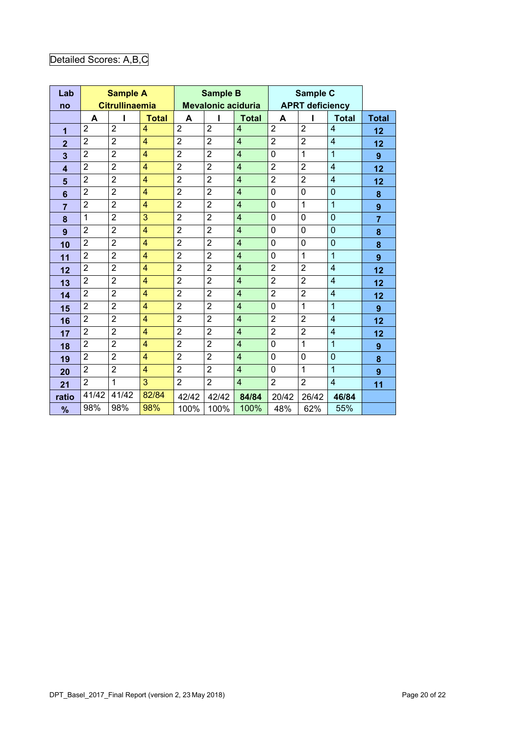Detailed Scores: A,B,C

| Lab no | Sample A Citrullinaemia | | | Sample B Mevalonic aciduria | | | Sample C APRT deficiency | | | |
|---|---|---|---|---|---|---|---|---|---|---|
| | A | I | Total | A | I | Total | A | I | Total | Total |
| 1 | 2 | 2 | 4 | 2 | 2 | 4 | 2 | 2 | 4 | 12 |
| 2 | 2 | 2 | 4 | 2 | 2 | 4 | 2 | 2 | 4 | 12 |
| 3 | 2 | 2 | 4 | 2 | 2 | 4 | 0 | 1 | 1 | 9 |
| 4 | 2 | 2 | 4 | 2 | 2 | 4 | 2 | 2 | 4 | 12 |
| 5 | 2 | 2 | 4 | 2 | 2 | 4 | 2 | 2 | 4 | 12 |
| 6 | 2 | 2 | 4 | 2 | 2 | 4 | 0 | 0 | 0 | 8 |
| 7 | 2 | 2 | 4 | 2 | 2 | 4 | 0 | 1 | 1 | 9 |
| 8 | 1 | 2 | 3 | 2 | 2 | 4 | 0 | 0 | 0 | 7 |
| 9 | 2 | 2 | 4 | 2 | 2 | 4 | 0 | 0 | 0 | 8 |
| 10 | 2 | 2 | 4 | 2 | 2 | 4 | 0 | 0 | 0 | 8 |
| 11 | 2 | 2 | 4 | 2 | 2 | 4 | 0 | 1 | 1 | 9 |
| 12 | 2 | 2 | 4 | 2 | 2 | 4 | 2 | 2 | 4 | 12 |
| 13 | 2 | 2 | 4 | 2 | 2 | 4 | 2 | 2 | 4 | 12 |
| 14 | 2 | 2 | 4 | 2 | 2 | 4 | 2 | 2 | 4 | 12 |
| 15 | 2 | 2 | 4 | 2 | 2 | 4 | 0 | 1 | 1 | 9 |
| 16 | 2 | 2 | 4 | 2 | 2 | 4 | 2 | 2 | 4 | 12 |
| 17 | 2 | 2 | 4 | 2 | 2 | 4 | 2 | 2 | 4 | 12 |
| 18 | 2 | 2 | 4 | 2 | 2 | 4 | 0 | 1 | 1 | 9 |
| 19 | 2 | 2 | 4 | 2 | 2 | 4 | 0 | 0 | 0 | 8 |
| 20 | 2 | 2 | 4 | 2 | 2 | 4 | 0 | 1 | 1 | 9 |
| 21 | 2 | 1 | 3 | 2 | 2 | 4 | 2 | 2 | 4 | 11 |
| ratio | 41/42 | 41/42 | 82/84 | 42/42 | 42/42 | **84/84** | 20/42 | 26/42 | **46/84** | |
| % | 98% | 98% | 98% | 100% | 100% | 100% | 48% | 62% | 55% | |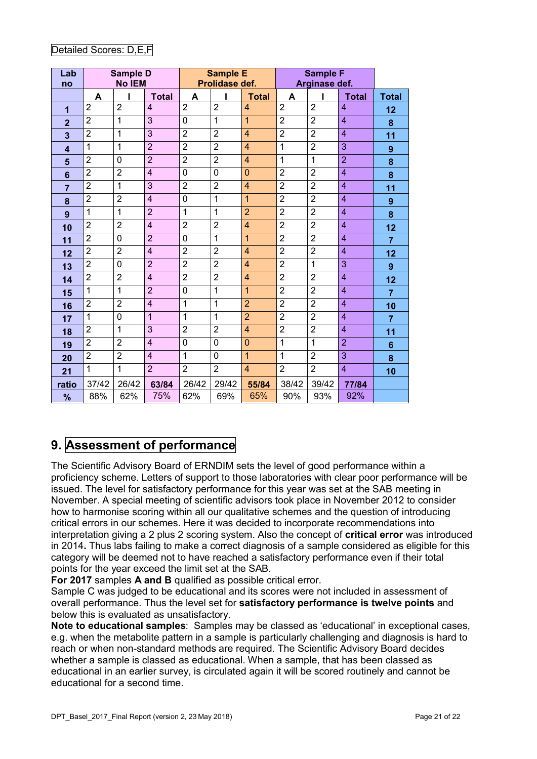Detailed Scores: D,E,F

| Lab no | Sample D No IEM | | | Sample E Prolidase def. | | | Sample F Arginase def. | | | |
|---|---|---|---|---|---|---|---|---|---|---|
| | A | I | Total | A | I | Total | A | I | Total | Total |
| 1 | 2 | 2 | 4 | 2 | 2 | 4 | 2 | 2 | 4 | 12 |
| 2 | 2 | 1 | 3 | 0 | 1 | 1 | 2 | 2 | 4 | 8 |
| 3 | 2 | 1 | 3 | 2 | 2 | 4 | 2 | 2 | 4 | 11 |
| 4 | 1 | 1 | 2 | 2 | 2 | 4 | 1 | 2 | 3 | 9 |
| 5 | 2 | 0 | 2 | 2 | 2 | 4 | 1 | 1 | 2 | 8 |
| 6 | 2 | 2 | 4 | 0 | 0 | 0 | 2 | 2 | 4 | 8 |
| 7 | 2 | 1 | 3 | 2 | 2 | 4 | 2 | 2 | 4 | 11 |
| 8 | 2 | 2 | 4 | 0 | 1 | 1 | 2 | 2 | 4 | 9 |
| 9 | 1 | 1 | 2 | 1 | 1 | 2 | 2 | 2 | 4 | 8 |
| 10 | 2 | 2 | 4 | 2 | 2 | 4 | 2 | 2 | 4 | 12 |
| 11 | 2 | 0 | 2 | 0 | 1 | 1 | 2 | 2 | 4 | 7 |
| 12 | 2 | 2 | 4 | 2 | 2 | 4 | 2 | 2 | 4 | 12 |
| 13 | 2 | 0 | 2 | 2 | 2 | 4 | 2 | 1 | 3 | 9 |
| 14 | 2 | 2 | 4 | 2 | 2 | 4 | 2 | 2 | 4 | 12 |
| 15 | 1 | 1 | 2 | 0 | 1 | 1 | 2 | 2 | 4 | 7 |
| 16 | 2 | 2 | 4 | 1 | 1 | 2 | 2 | 2 | 4 | 10 |
| 17 | 1 | 0 | 1 | 1 | 1 | 2 | 2 | 2 | 4 | 7 |
| 18 | 2 | 1 | 3 | 2 | 2 | 4 | 2 | 2 | 4 | 11 |
| 19 | 2 | 2 | 4 | 0 | 0 | 0 | 1 | 1 | 2 | 6 |
| 20 | 2 | 2 | 4 | 1 | 0 | 1 | 1 | 2 | 3 | 8 |
| 21 | 1 | 1 | 2 | 2 | 2 | 4 | 2 | 2 | 4 | 10 |
| ratio | 37/42 | 26/42 | 63/84 | 26/42 | 29/42 | 55/84 | 38/42 | 39/42 | 77/84 | |
| % | 88% | 62% | 75% | 62% | 69% | 65% | 90% | 93% | 92% | |

## 9. Assessment of performance

The Scientific Advisory Board of ERNDIM sets the level of good performance within a proficiency scheme. Letters of support to those laboratories with clear poor performance will be issued. The level for satisfactory performance for this year was set at the SAB meeting in November. A special meeting of scientific advisors took place in November 2012 to consider how to harmonise scoring within all our qualitative schemes and the question of introducing critical errors in our schemes. Here it was decided to incorporate recommendations into interpretation giving a 2 plus 2 scoring system. Also the concept of **critical error** was introduced in 2014**.** Thus labs failing to make a correct diagnosis of a sample considered as eligible for this category will be deemed not to have reached a satisfactory performance even if their total points for the year exceed the limit set at the SAB.

**For 2017** samples **A and B** qualified as possible critical error.

Sample C was judged to be educational and its scores were not included in assessment of overall performance. Thus the level set for **satisfactory performance is twelve points** and below this is evaluated as unsatisfactory.

**Note to educational samples**: Samples may be classed as 'educational' in exceptional cases, e.g. when the metabolite pattern in a sample is particularly challenging and diagnosis is hard to reach or when non-standard methods are required. The Scientific Advisory Board decides whether a sample is classed as educational. When a sample, that has been classed as educational in an earlier survey, is circulated again it will be scored routinely and cannot be educational for a second time.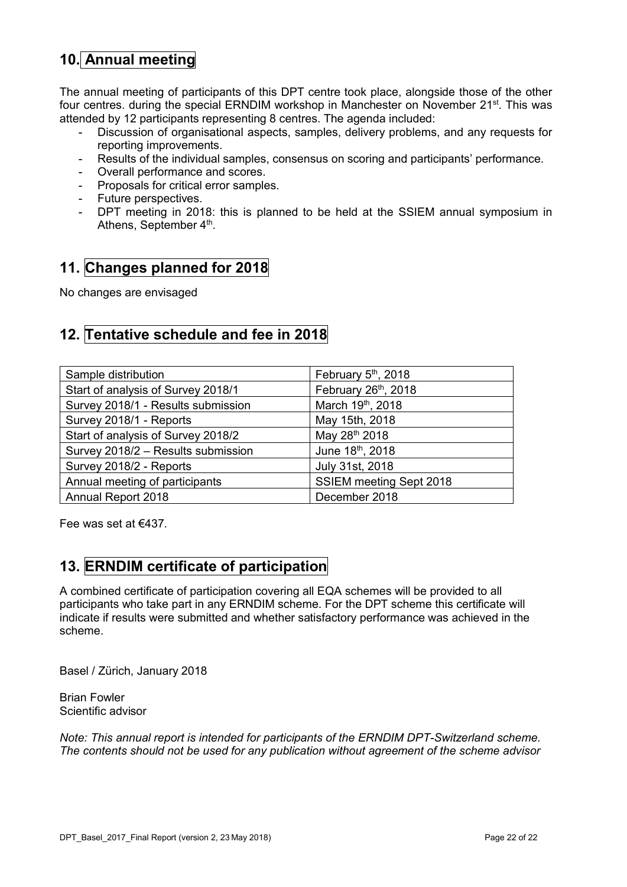## 10. Annual meeting

The annual meeting of participants of this DPT centre took place, alongside those of the other four centres. during the special ERNDIM workshop in Manchester on November 21st. This was attended by 12 participants representing 8 centres. The agenda included:

- Discussion of organisational aspects, samples, delivery problems, and any requests for reporting improvements.
- Results of the individual samples, consensus on scoring and participants' performance.
- Overall performance and scores.
- Proposals for critical error samples.
- Future perspectives.
- DPT meeting in 2018: this is planned to be held at the SSIEM annual symposium in Athens, September 4th.

## 11. Changes planned for 2018

No changes are envisaged

## 12. Tentative schedule and fee in 2018

| | |
|---|---|
| Sample distribution | February 5th, 2018 |
| Start of analysis of Survey 2018/1 | February 26th, 2018 |
| Survey 2018/1 - Results submission | March 19th, 2018 |
| Survey 2018/1 - Reports | May 15th, 2018 |
| Start of analysis of Survey 2018/2 | May 28th 2018 |
| Survey 2018/2 – Results submission | June 18th, 2018 |
| Survey 2018/2 - Reports | July 31st, 2018 |
| Annual meeting of participants | SSIEM meeting Sept 2018 |
| Annual Report 2018 | December 2018 |

Fee was set at €437.

## 13. ERNDIM certificate of participation

A combined certificate of participation covering all EQA schemes will be provided to all participants who take part in any ERNDIM scheme. For the DPT scheme this certificate will indicate if results were submitted and whether satisfactory performance was achieved in the scheme.

Basel / Zürich, January 2018

Brian Fowler
Scientific advisor

*Note: This annual report is intended for participants of the ERNDIM DPT-Switzerland scheme. The contents should not be used for any publication without agreement of the scheme advisor*